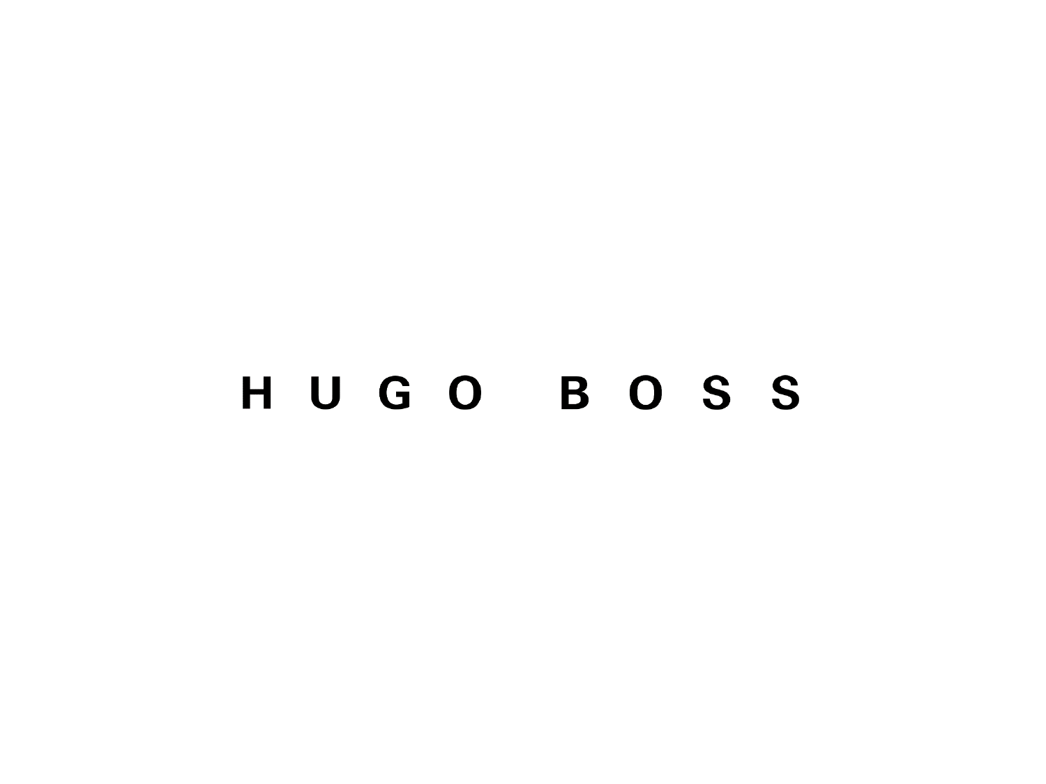# H U G O   B O S S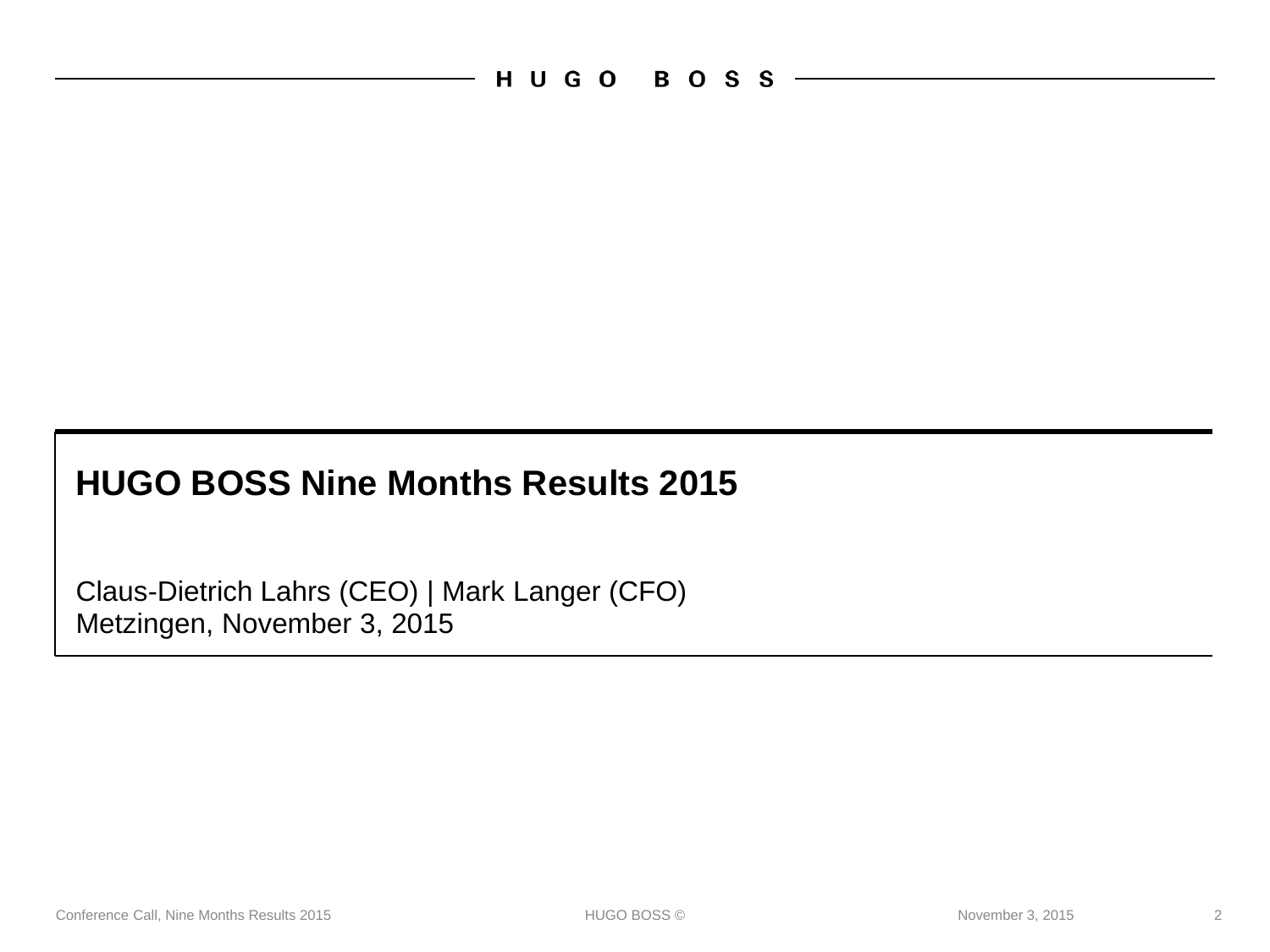HUGO BOSS

# HUGO BOSS Nine Months Results 2015

Claus-Dietrich Lahrs (CEO) | Mark Langer (CFO)
Metzingen, November 3, 2015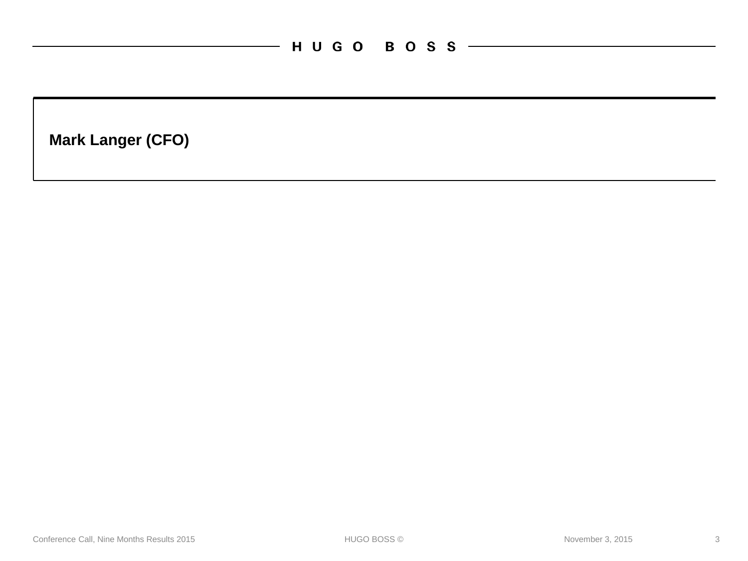**Mark Langer (CFO)**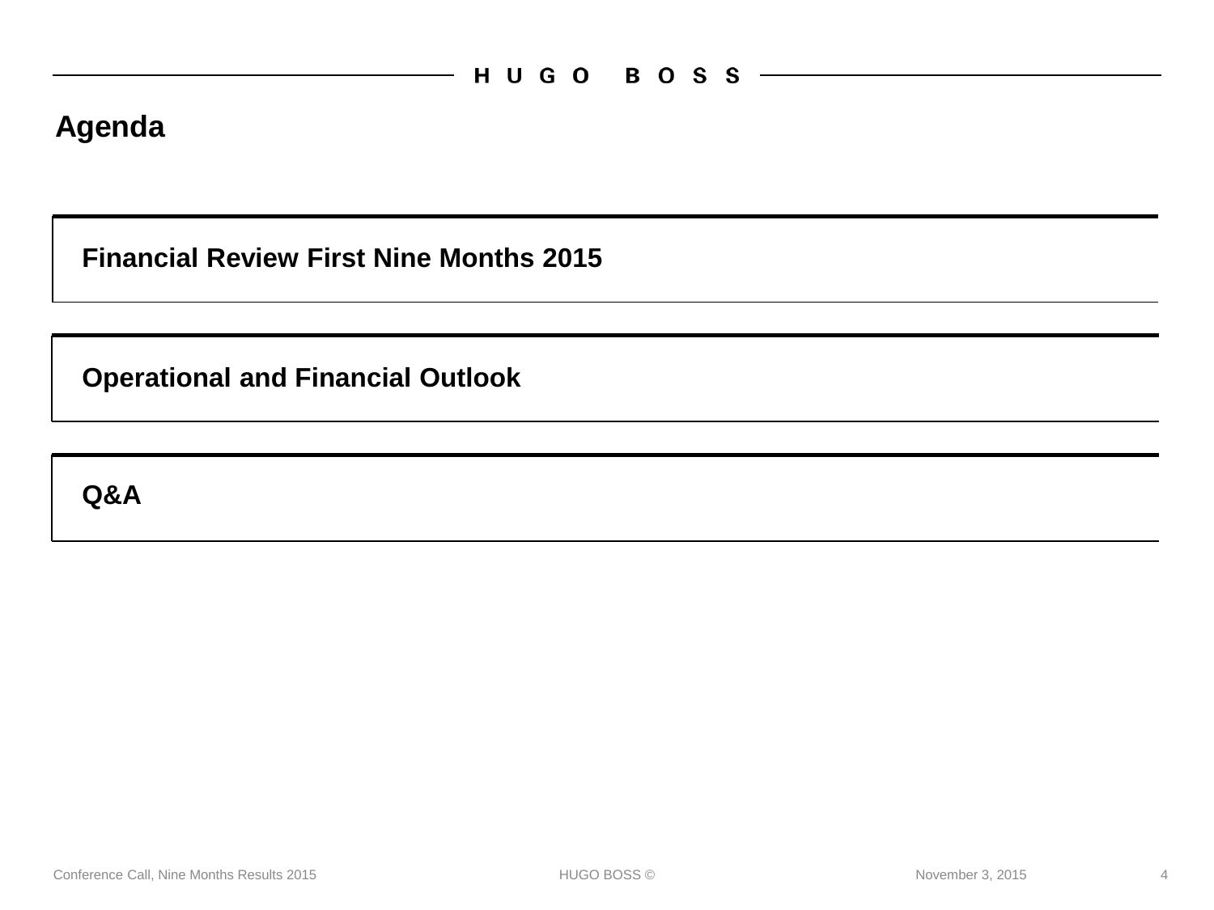# Agenda

**Financial Review First Nine Months 2015**

**Operational and Financial Outlook**

**Q&A**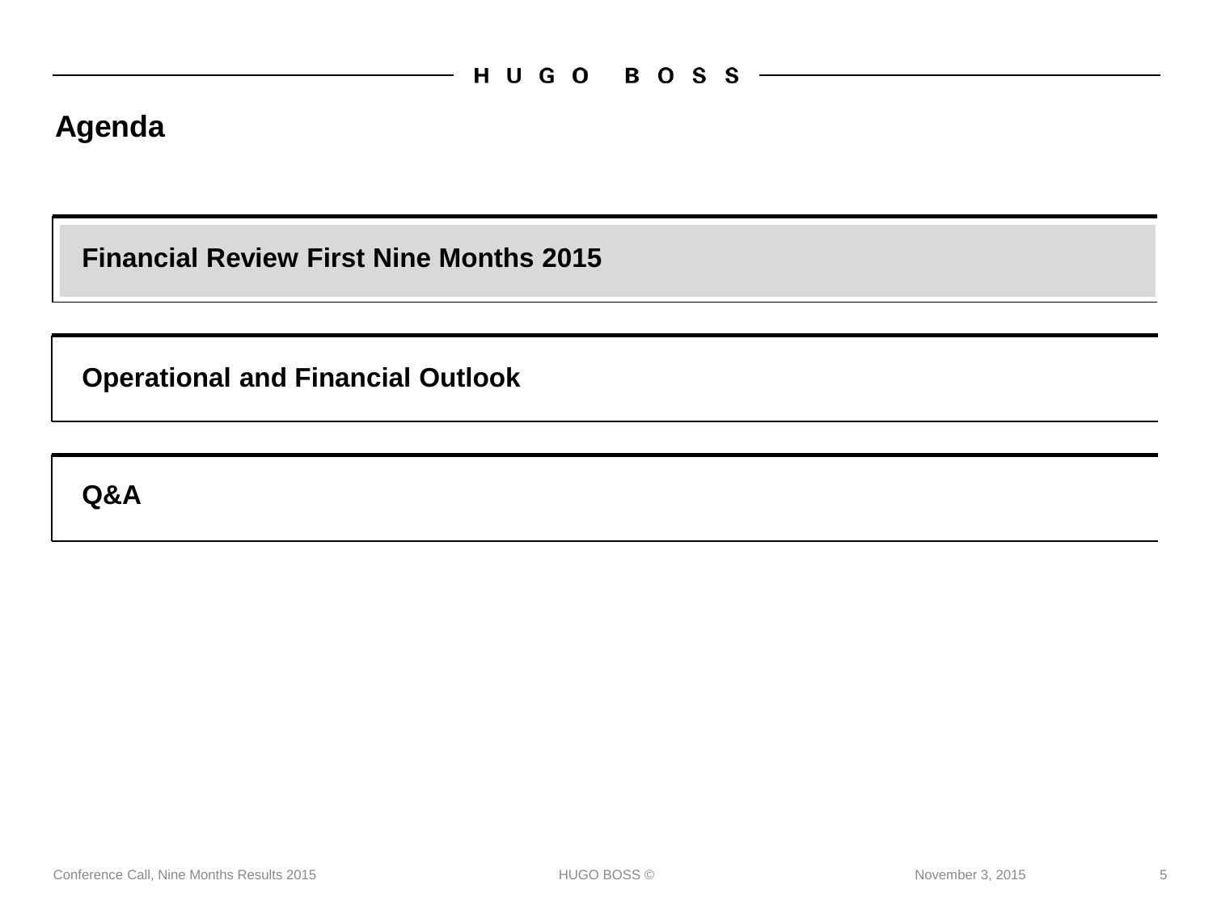# Agenda

**Financial Review First Nine Months 2015**

**Operational and Financial Outlook**

**Q&A**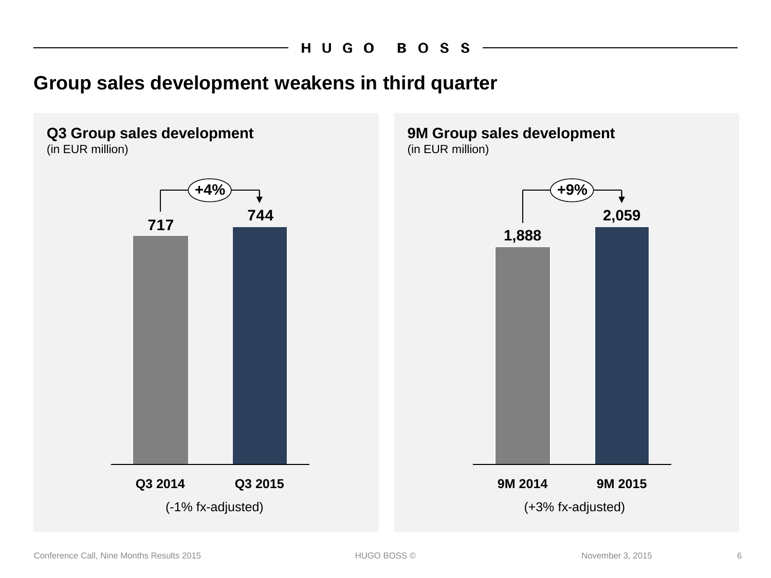# Group sales development weakens in third quarter

## Q3 Group sales development
(in EUR million)

| | Q3 2014 | Q3 2015 |
|---|---|---|
| Sales | 717 | 744 |

+4%

(-1% fx-adjusted)

## 9M Group sales development
(in EUR million)

| | 9M 2014 | 9M 2015 |
|---|---|---|
| Sales | 1,888 | 2,059 |

+9%

(+3% fx-adjusted)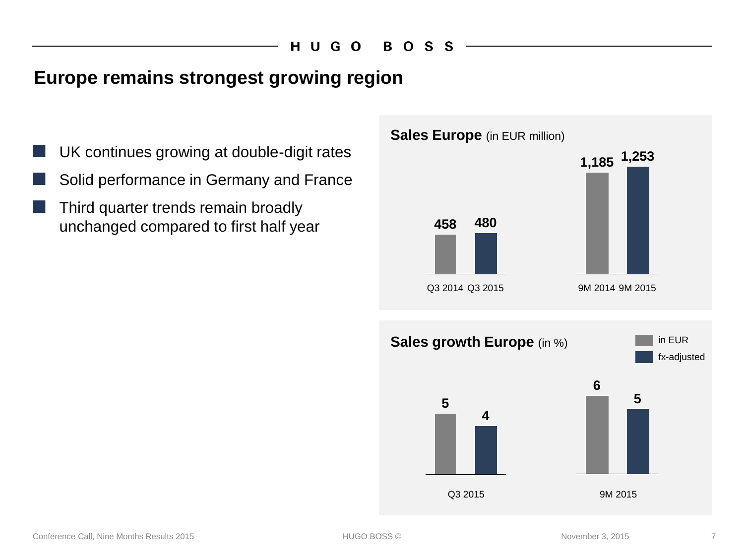# Europe remains strongest growing region

- UK continues growing at double-digit rates
- Solid performance in Germany and France
- Third quarter trends remain broadly unchanged compared to first half year

**Sales Europe** (in EUR million)

| | Q3 2014 | Q3 2015 | 9M 2014 | 9M 2015 |
|---|---|---|---|---|
| Sales Europe | 458 | 480 | 1,185 | 1,253 |

**Sales growth Europe** (in %)

| | Q3 2015 | 9M 2015 |
|---|---|---|
| in EUR | 5 | 6 |
| fx-adjusted | 4 | 5 |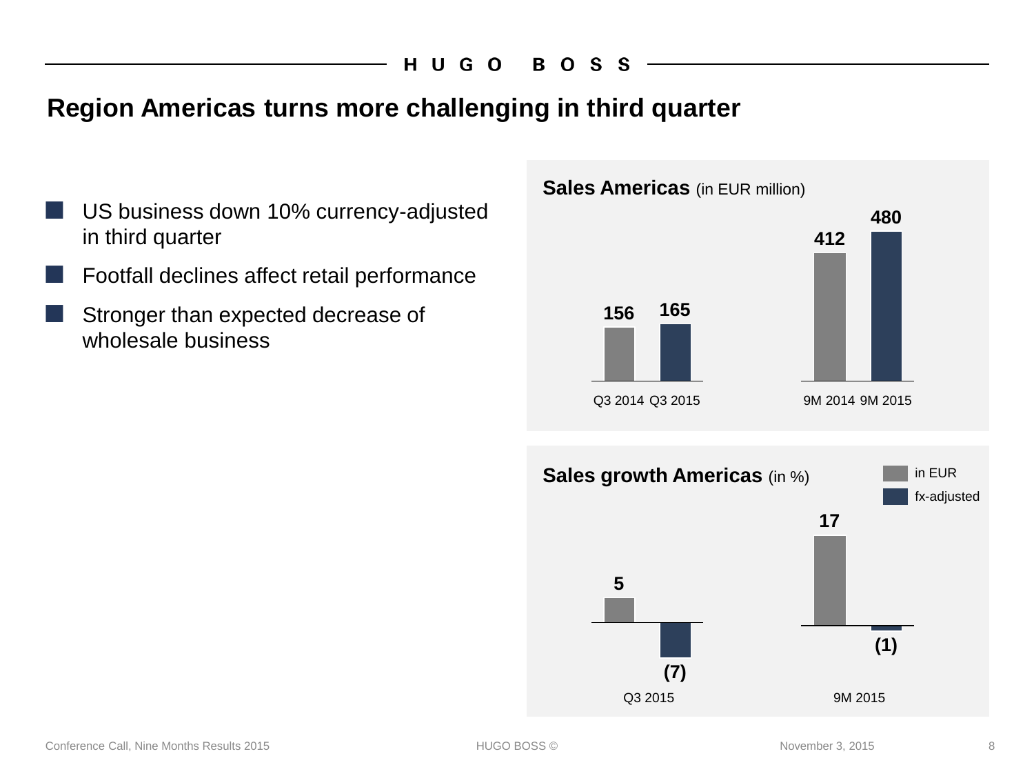# Region Americas turns more challenging in third quarter

- US business down 10% currency-adjusted in third quarter
- Footfall declines affect retail performance
- Stronger than expected decrease of wholesale business

**Sales Americas** (in EUR million)

| Q3 2014 | Q3 2015 | 9M 2014 | 9M 2015 |
| --- | --- | --- | --- |
| 156 | 165 | 412 | 480 |

**Sales growth Americas** (in %)

| | Q3 2015 | 9M 2015 |
| --- | --- | --- |
| in EUR | 5 | 17 |
| fx-adjusted | (7) | (1) |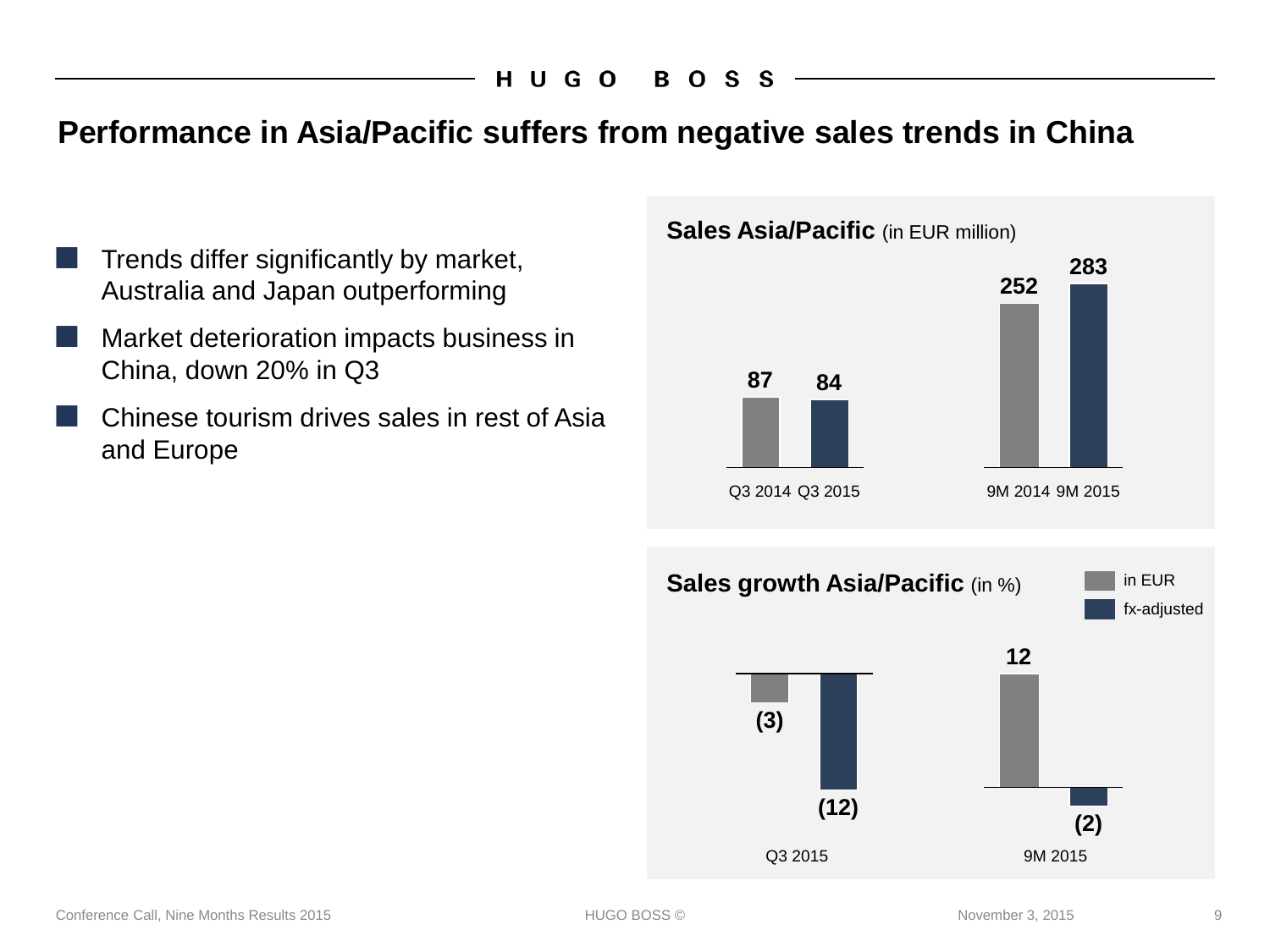# Performance in Asia/Pacific suffers from negative sales trends in China

- Trends differ significantly by market, Australia and Japan outperforming
- Market deterioration impacts business in China, down 20% in Q3
- Chinese tourism drives sales in rest of Asia and Europe

**Sales Asia/Pacific** (in EUR million)

| Q3 2014 | Q3 2015 | 9M 2014 | 9M 2015 |
|---|---|---|---|
| 87 | 84 | 252 | 283 |

**Sales growth Asia/Pacific** (in %)

| | Q3 2015 | 9M 2015 |
|---|---|---|
| in EUR | (3) | 12 |
| fx-adjusted | (12) | (2) |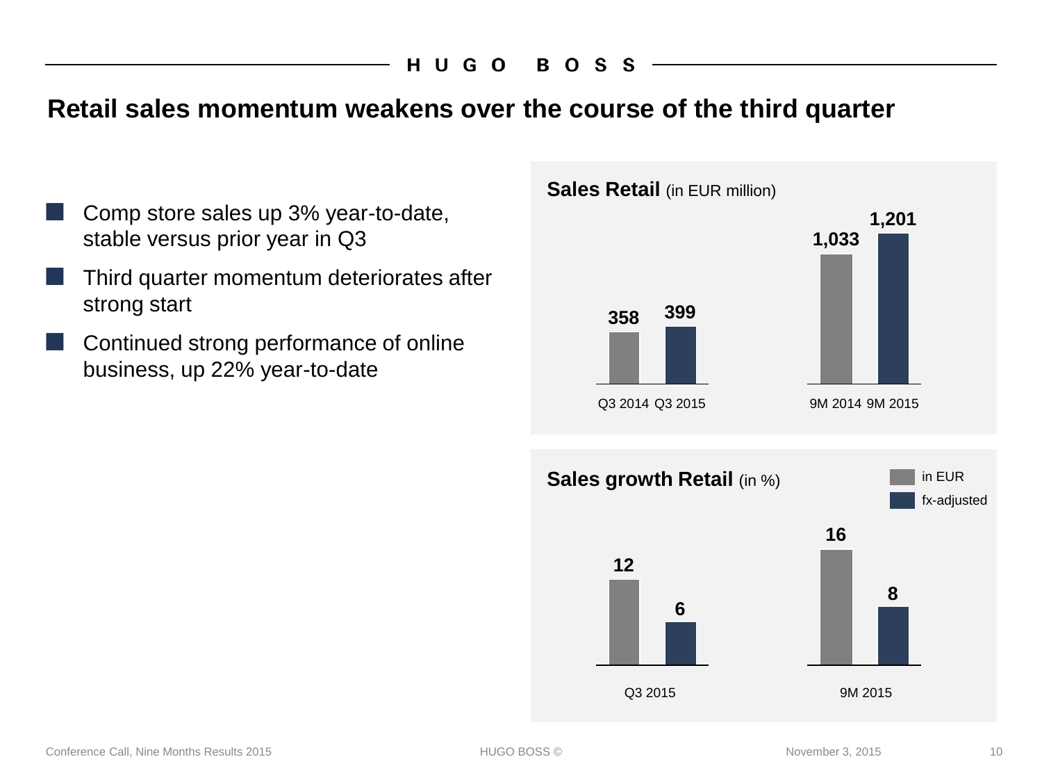# Retail sales momentum weakens over the course of the third quarter

- Comp store sales up 3% year-to-date, stable versus prior year in Q3
- Third quarter momentum deteriorates after strong start
- Continued strong performance of online business, up 22% year-to-date

**Sales Retail** (in EUR million)

| Q3 2014 | Q3 2015 | 9M 2014 | 9M 2015 |
|---|---|---|---|
| 358 | 399 | 1,033 | 1,201 |

**Sales growth Retail** (in %)

| | Q3 2015 | 9M 2015 |
|---|---|---|
| in EUR | 12 | 16 |
| fx-adjusted | 6 | 8 |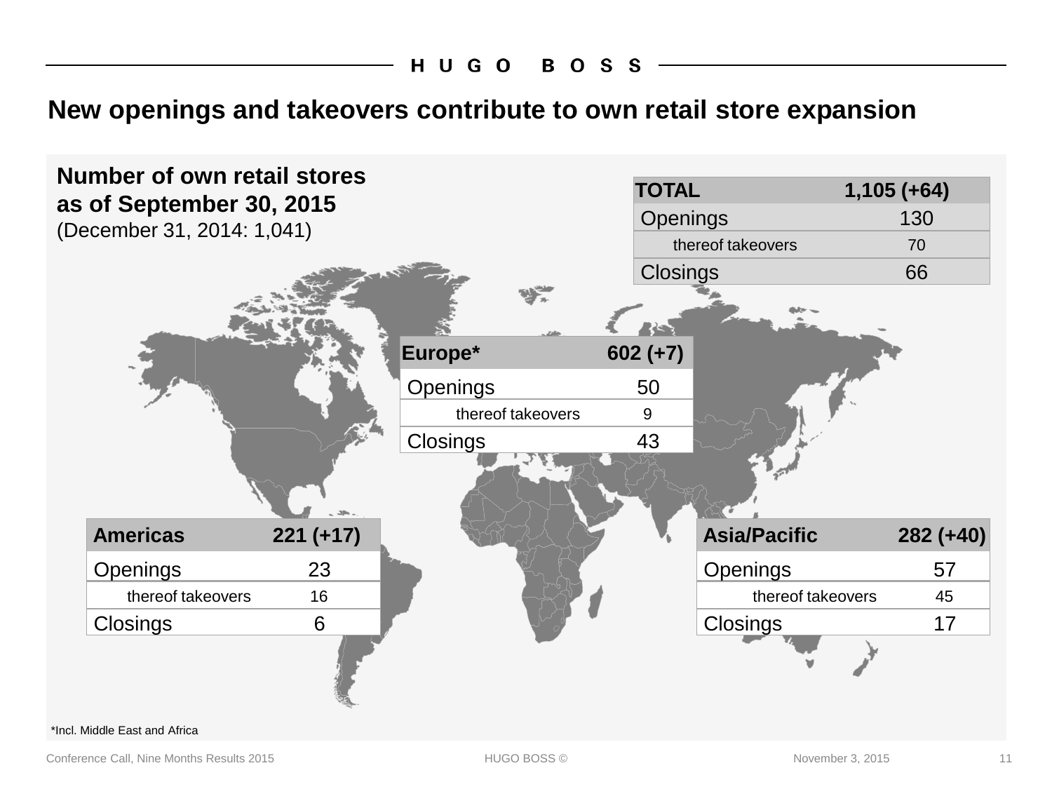# New openings and takeovers contribute to own retail store expansion

**Number of own retail stores as of September 30, 2015**
(December 31, 2014: 1,041)

| TOTAL | 1,105 (+64) |
| --- | --- |
| Openings | 130 |
| thereof takeovers | 70 |
| Closings | 66 |

| Europe* | 602 (+7) |
| --- | --- |
| Openings | 50 |
| thereof takeovers | 9 |
| Closings | 43 |

| Americas | 221 (+17) |
| --- | --- |
| Openings | 23 |
| thereof takeovers | 16 |
| Closings | 6 |

| Asia/Pacific | 282 (+40) |
| --- | --- |
| Openings | 57 |
| thereof takeovers | 45 |
| Closings | 17 |

*Incl. Middle East and Africa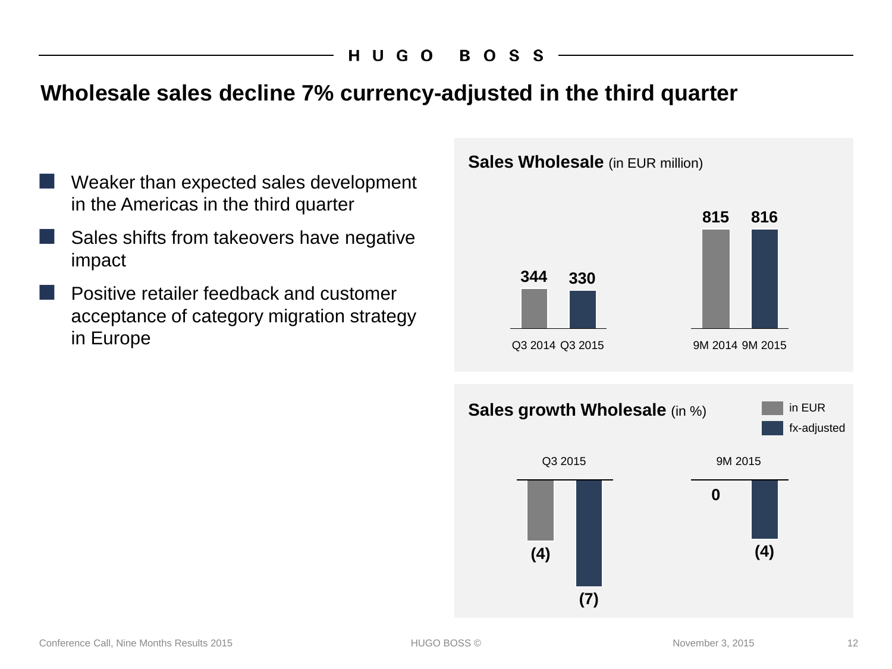# Wholesale sales decline 7% currency-adjusted in the third quarter

- Weaker than expected sales development in the Americas in the third quarter
- Sales shifts from takeovers have negative impact
- Positive retailer feedback and customer acceptance of category migration strategy in Europe

## Sales Wholesale (in EUR million)

| Q3 2014 | Q3 2015 | 9M 2014 | 9M 2015 |
|---|---|---|---|
| 344 | 330 | 815 | 816 |

## Sales growth Wholesale (in %)

| | Q3 2015 | 9M 2015 |
|---|---|---|
| in EUR | (4) | 0 |
| fx-adjusted | (7) | (4) |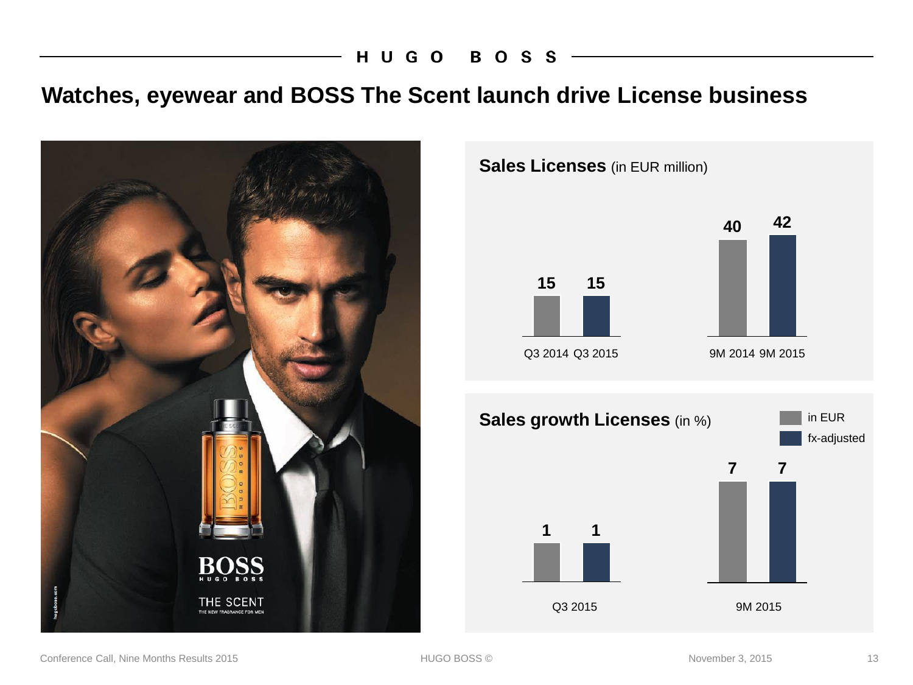# Watches, eyewear and BOSS The Scent launch drive License business

## Sales Licenses (in EUR million)

| Q3 2014 | Q3 2015 | 9M 2014 | 9M 2015 |
|---|---|---|---|
| 15 | 15 | 40 | 42 |

## Sales growth Licenses (in %)

| | Q3 2015 | 9M 2015 |
|---|---|---|
| in EUR | 1 | 7 |
| fx-adjusted | 1 | 7 |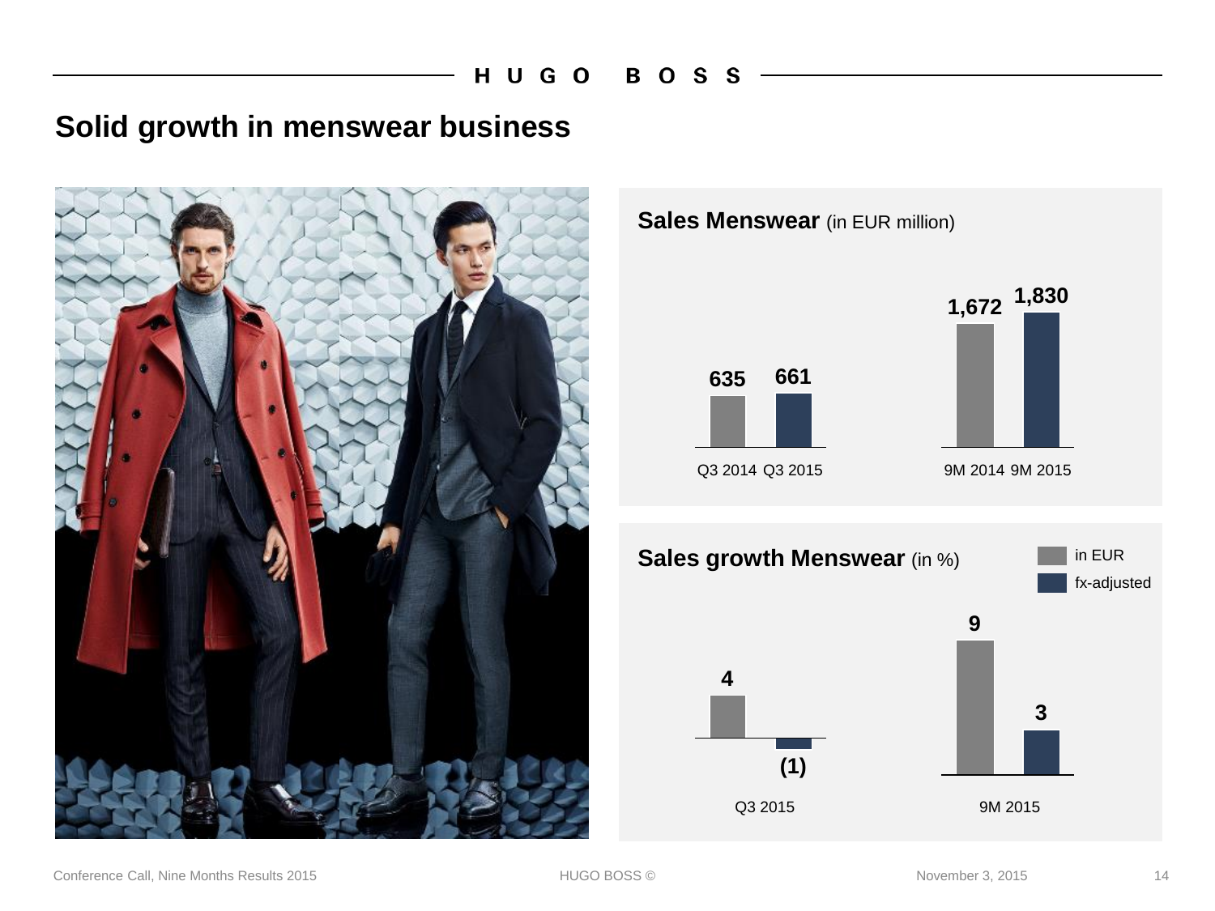# Solid growth in menswear business

## Sales Menswear (in EUR million)

| Period | Sales |
|---|---|
| Q3 2014 | 635 |
| Q3 2015 | 661 |
| 9M 2014 | 1,672 |
| 9M 2015 | 1,830 |

## Sales growth Menswear (in %)

| Period | in EUR | fx-adjusted |
|---|---|---|
| Q3 2015 | 4 | (1) |
| 9M 2015 | 9 | 3 |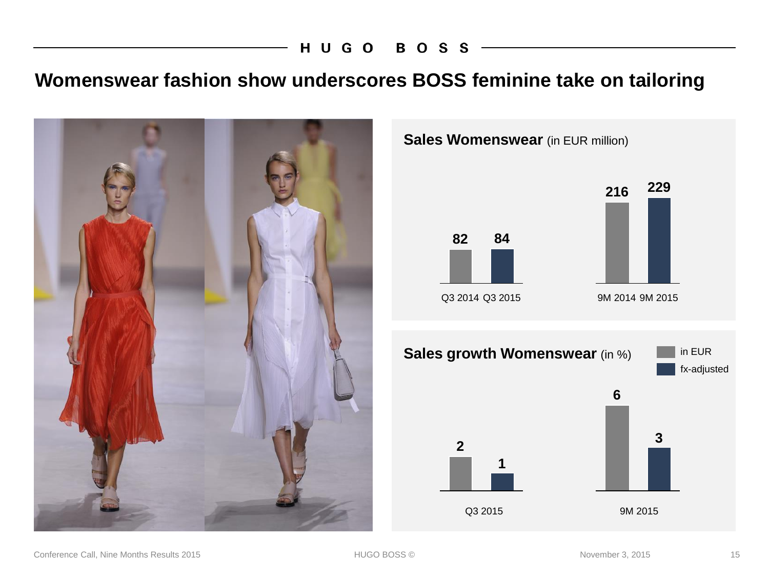# Womenswear fashion show underscores BOSS feminine take on tailoring

## Sales Womenswear (in EUR million)

| Q3 2014 | Q3 2015 | 9M 2014 | 9M 2015 |
|---|---|---|---|
| 82 | 84 | 216 | 229 |

## Sales growth Womenswear (in %)

| | Q3 2015 | 9M 2015 |
|---|---|---|
| in EUR | 2 | 6 |
| fx-adjusted | 1 | 3 |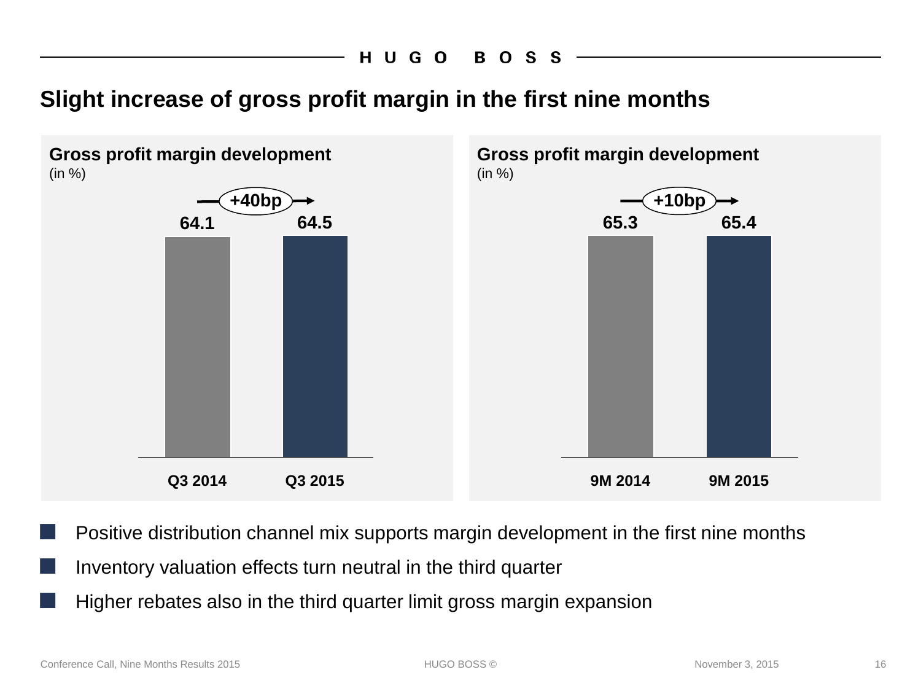# Slight increase of gross profit margin in the first nine months

**Gross profit margin development**
(in %)

| | Q3 2014 | Q3 2015 |
|---|---|---|
| Gross profit margin | 64.1 | 64.5 |

+40bp

**Gross profit margin development**
(in %)

| | 9M 2014 | 9M 2015 |
|---|---|---|
| Gross profit margin | 65.3 | 65.4 |

+10bp

- Positive distribution channel mix supports margin development in the first nine months
- Inventory valuation effects turn neutral in the third quarter
- Higher rebates also in the third quarter limit gross margin expansion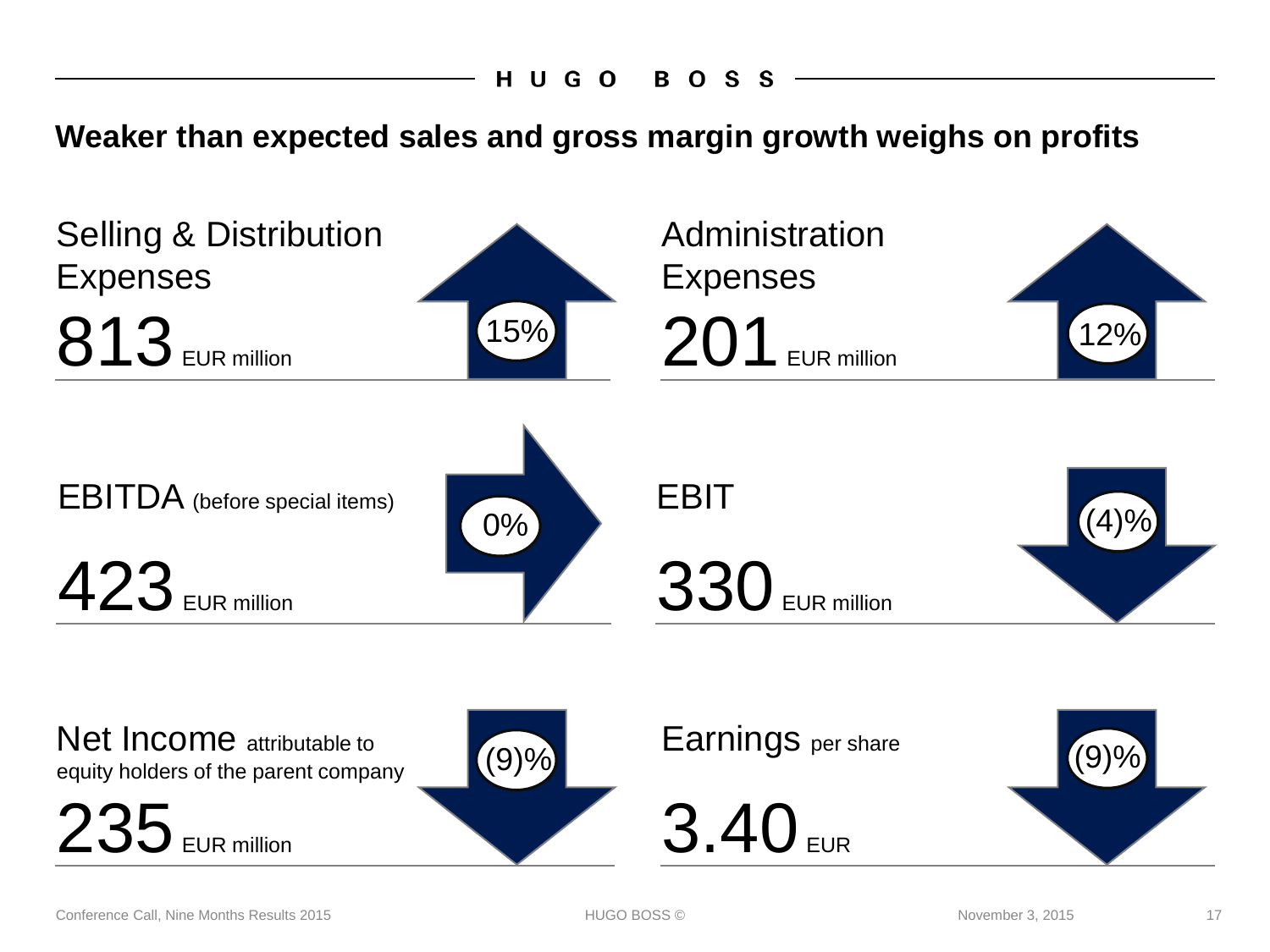# Weaker than expected sales and gross margin growth weighs on profits

**Selling & Distribution Expenses**

813 EUR million

15%

**Administration Expenses**

201 EUR million

12%

**EBITDA** (before special items)

423 EUR million

0%

**EBIT**

330 EUR million

(4)%

**Net Income** attributable to equity holders of the parent company

235 EUR million

(9)%

**Earnings** per share

3.40 EUR

(9)%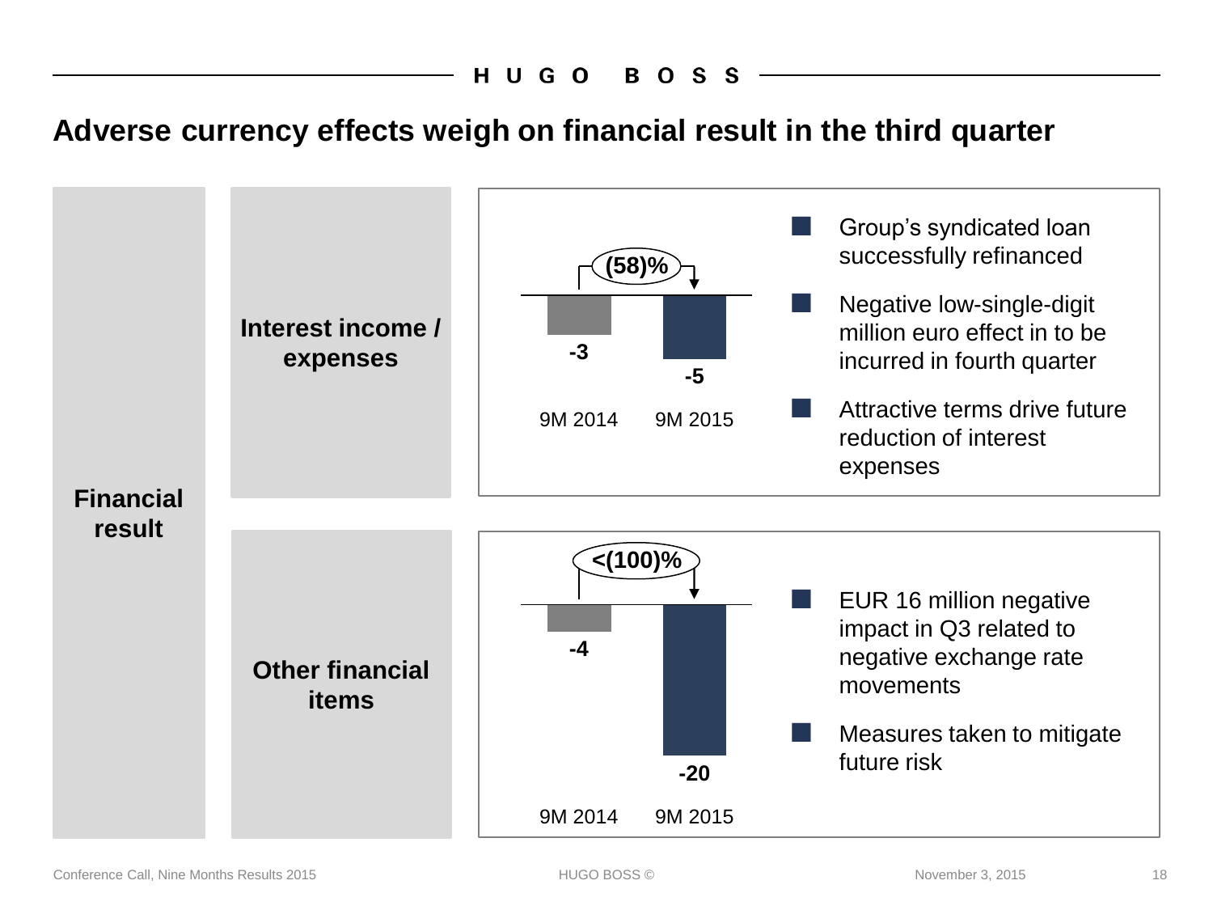# Adverse currency effects weigh on financial result in the third quarter

**Financial result**

## Interest income / expenses

(58)%

| | 9M 2014 | 9M 2015 |
|---|---|---|
| Interest income / expenses | -3 | -5 |

- Group's syndicated loan successfully refinanced
- Negative low-single-digit million euro effect in to be incurred in fourth quarter
- Attractive terms drive future reduction of interest expenses

## Other financial items

<(100)%

| | 9M 2014 | 9M 2015 |
|---|---|---|
| Other financial items | -4 | -20 |

- EUR 16 million negative impact in Q3 related to negative exchange rate movements
- Measures taken to mitigate future risk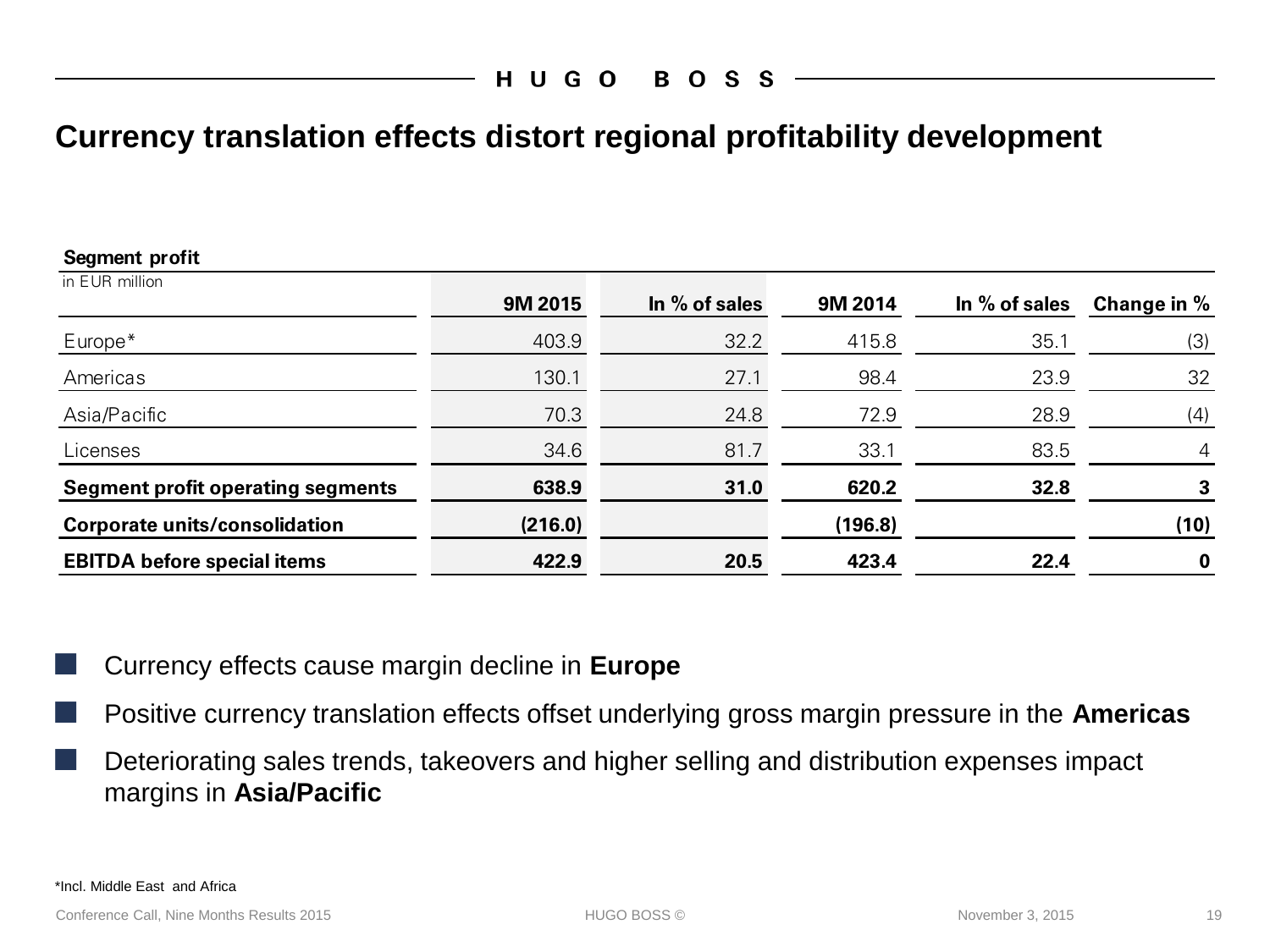# Currency translation effects distort regional profitability development

**Segment profit**

in EUR million

| | 9M 2015 | In % of sales | 9M 2014 | In % of sales | Change in % |
|---|---|---|---|---|---|
| Europe* | 403.9 | 32.2 | 415.8 | 35.1 | (3) |
| Americas | 130.1 | 27.1 | 98.4 | 23.9 | 32 |
| Asia/Pacific | 70.3 | 24.8 | 72.9 | 28.9 | (4) |
| Licenses | 34.6 | 81.7 | 33.1 | 83.5 | 4 |
| **Segment profit operating segments** | **638.9** | **31.0** | **620.2** | **32.8** | **3** |
| **Corporate units/consolidation** | **(216.0)** | | **(196.8)** | | **(10)** |
| **EBITDA before special items** | **422.9** | **20.5** | **423.4** | **22.4** | **0** |

- Currency effects cause margin decline in **Europe**
- Positive currency translation effects offset underlying gross margin pressure in the **Americas**
- Deteriorating sales trends, takeovers and higher selling and distribution expenses impact margins in **Asia/Pacific**

*Incl. Middle East and Africa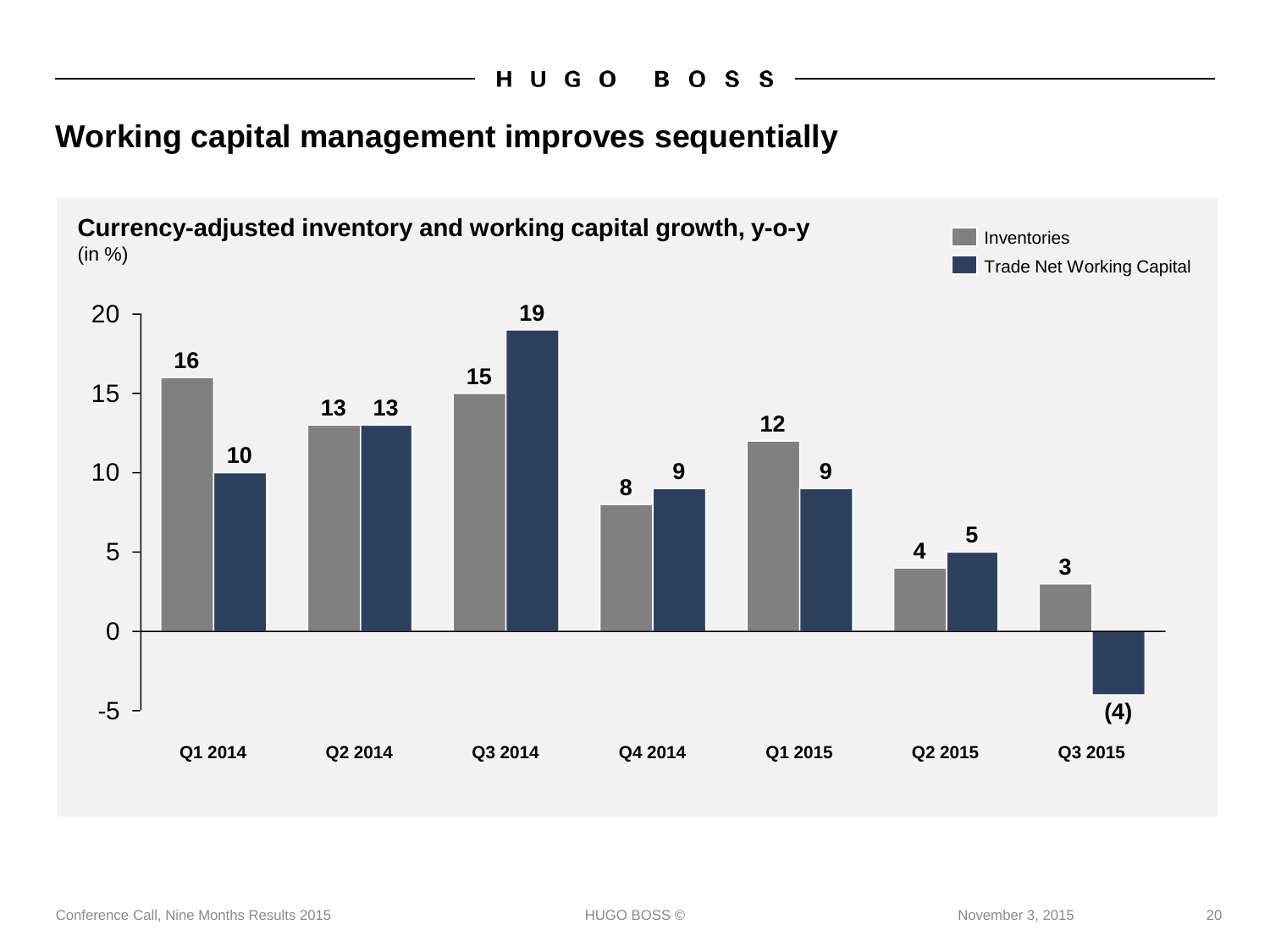# Working capital management improves sequentially

**Currency-adjusted inventory and working capital growth, y-o-y**
(in %)

| | Inventories | Trade Net Working Capital |
|---|---|---|
| Q1 2014 | 16 | 10 |
| Q2 2014 | 13 | 13 |
| Q3 2014 | 15 | 19 |
| Q4 2014 | 8 | 9 |
| Q1 2015 | 12 | 9 |
| Q2 2015 | 4 | 5 |
| Q3 2015 | 3 | (4) |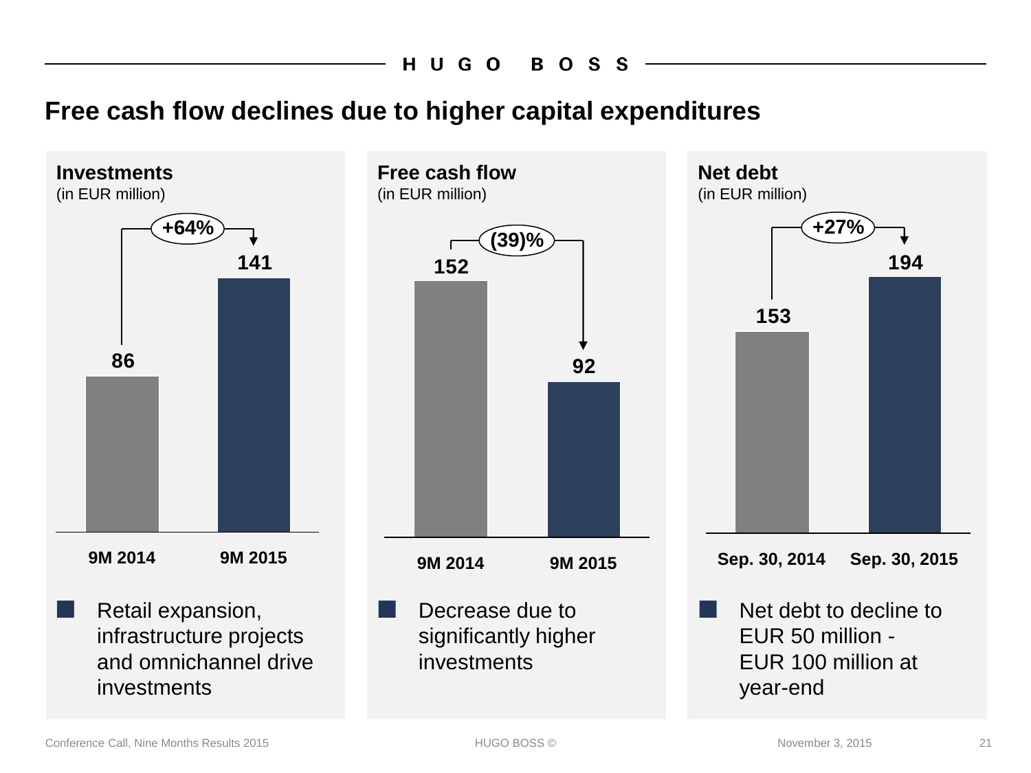# Free cash flow declines due to higher capital expenditures

## Investments
(in EUR million)

| | 9M 2014 | 9M 2015 |
|---|---|---|
| Investments | 86 | 141 |

+64%

- Retail expansion, infrastructure projects and omnichannel drive investments

## Free cash flow
(in EUR million)

| | 9M 2014 | 9M 2015 |
|---|---|---|
| Free cash flow | 152 | 92 |

(39)%

- Decrease due to significantly higher investments

## Net debt
(in EUR million)

| | Sep. 30, 2014 | Sep. 30, 2015 |
|---|---|---|
| Net debt | 153 | 194 |

+27%

- Net debt to decline to EUR 50 million - EUR 100 million at year-end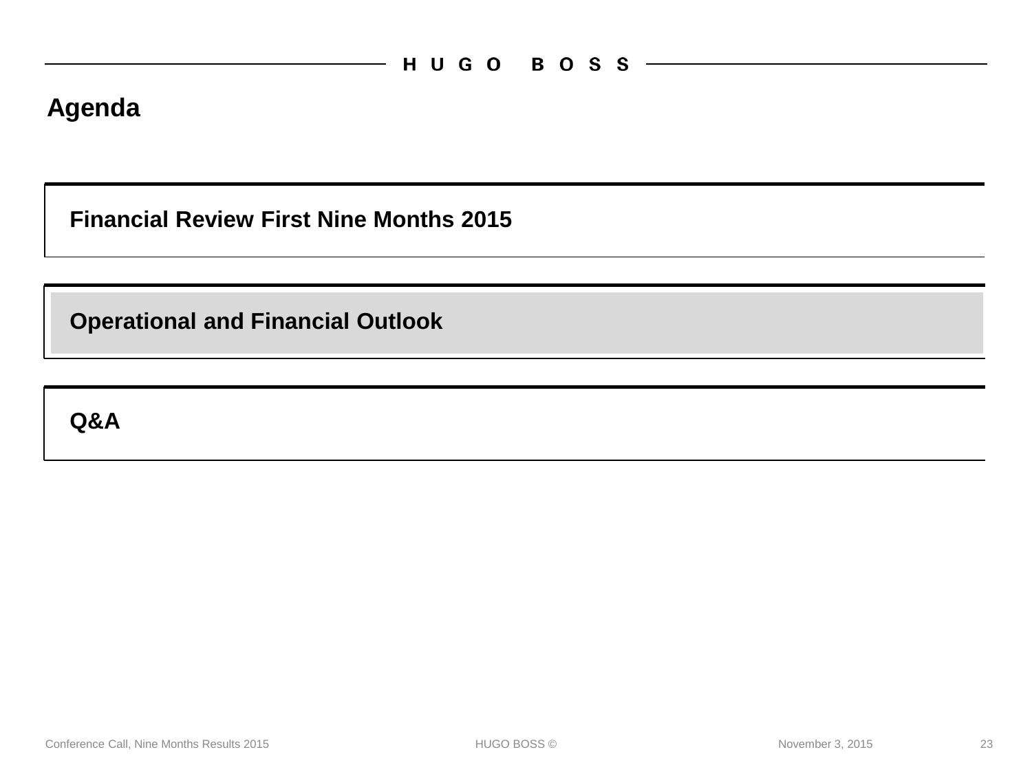# Agenda

- Financial Review First Nine Months 2015
- **Operational and Financial Outlook**
- Q&A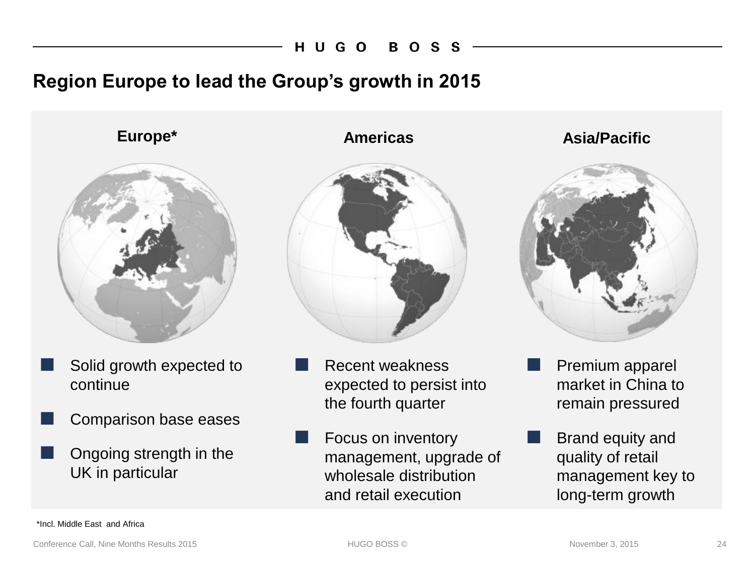# Region Europe to lead the Group's growth in 2015

## Europe*

- Solid growth expected to continue
- Comparison base eases
- Ongoing strength in the UK in particular

## Americas

- Recent weakness expected to persist into the fourth quarter
- Focus on inventory management, upgrade of wholesale distribution and retail execution

## Asia/Pacific

- Premium apparel market in China to remain pressured
- Brand equity and quality of retail management key to long-term growth

*Incl. Middle East and Africa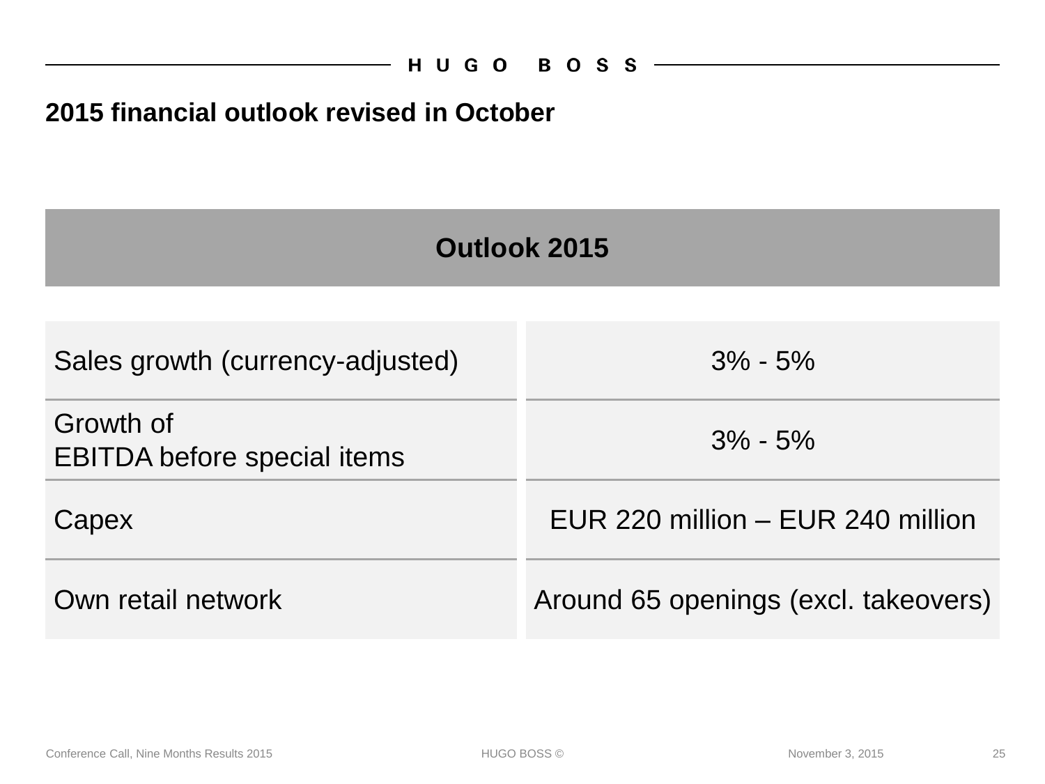## 2015 financial outlook revised in October

| Outlook 2015 | |
|---|---|
| Sales growth (currency-adjusted) | 3% - 5% |
| Growth of EBITDA before special items | 3% - 5% |
| Capex | EUR 220 million – EUR 240 million |
| Own retail network | Around 65 openings (excl. takeovers) |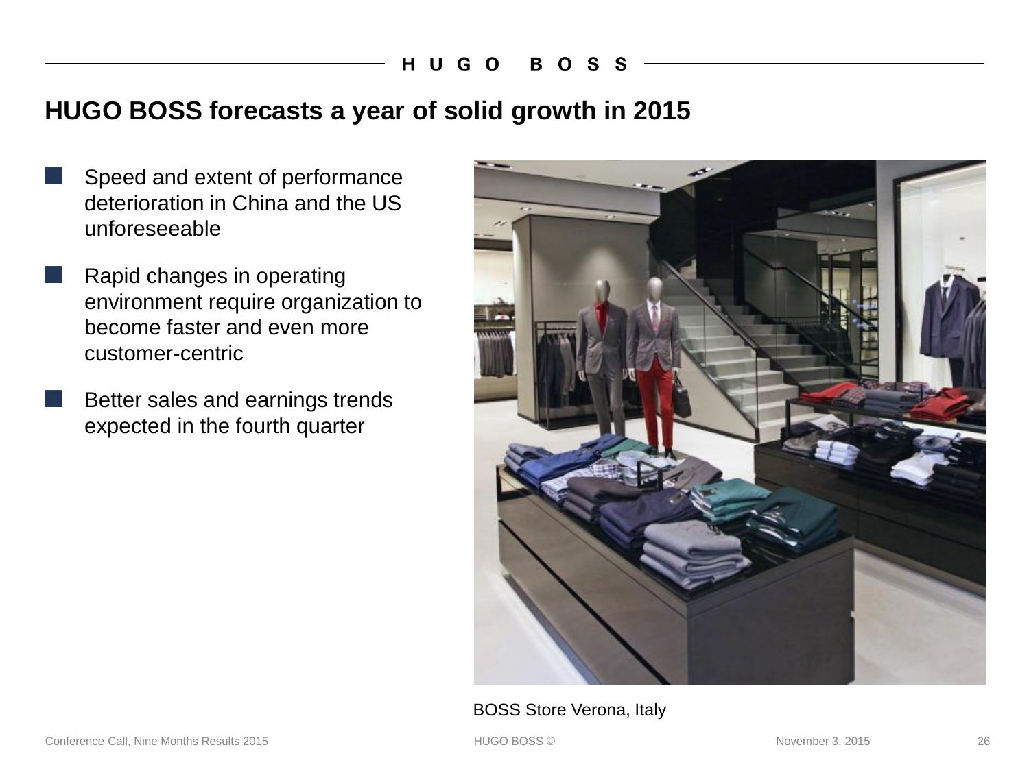# HUGO BOSS forecasts a year of solid growth in 2015

- Speed and extent of performance deterioration in China and the US unforeseeable
- Rapid changes in operating environment require organization to become faster and even more customer-centric
- Better sales and earnings trends expected in the fourth quarter

BOSS Store Verona, Italy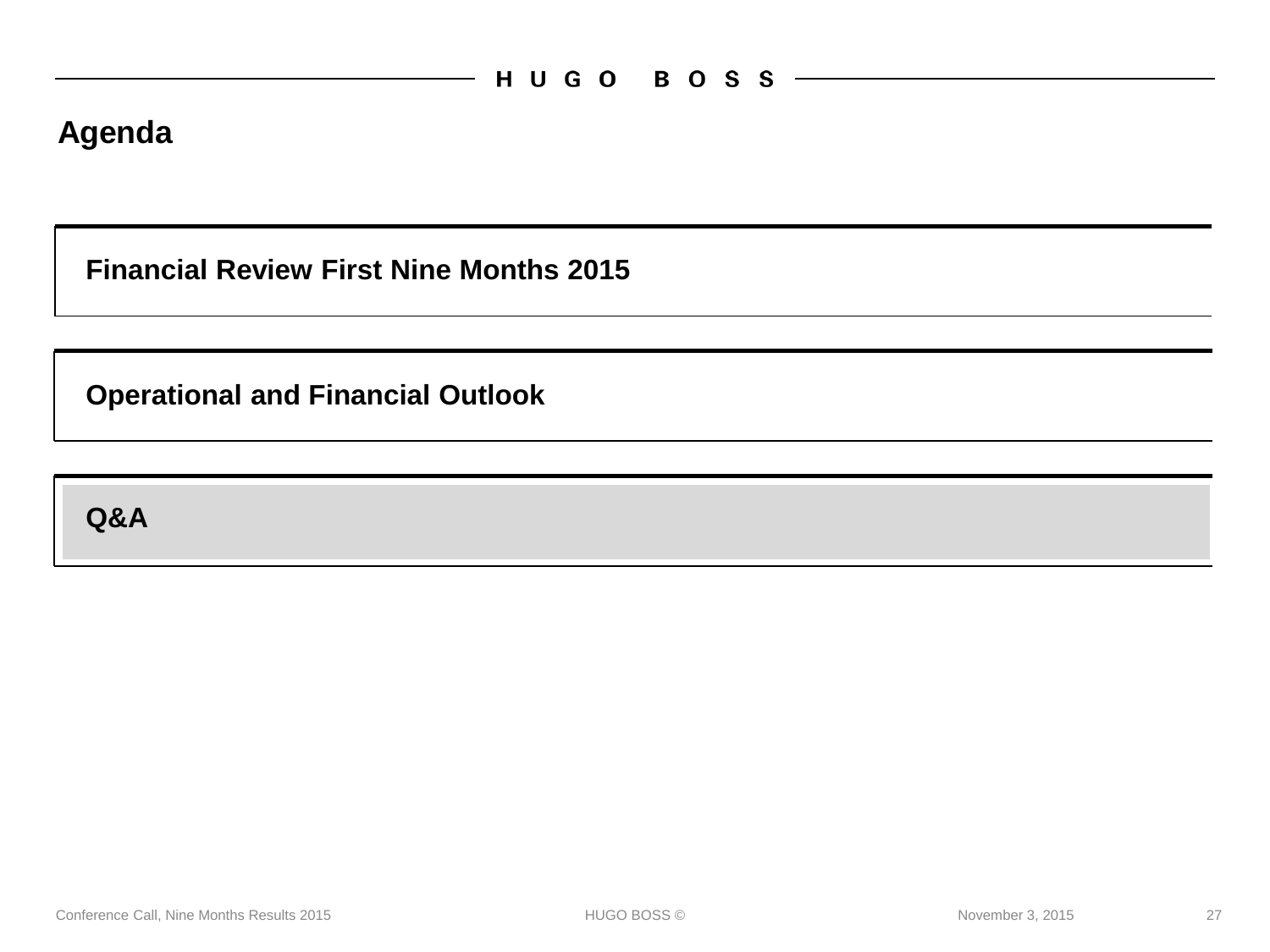# Agenda

**Financial Review First Nine Months 2015**

**Operational and Financial Outlook**

**Q&A**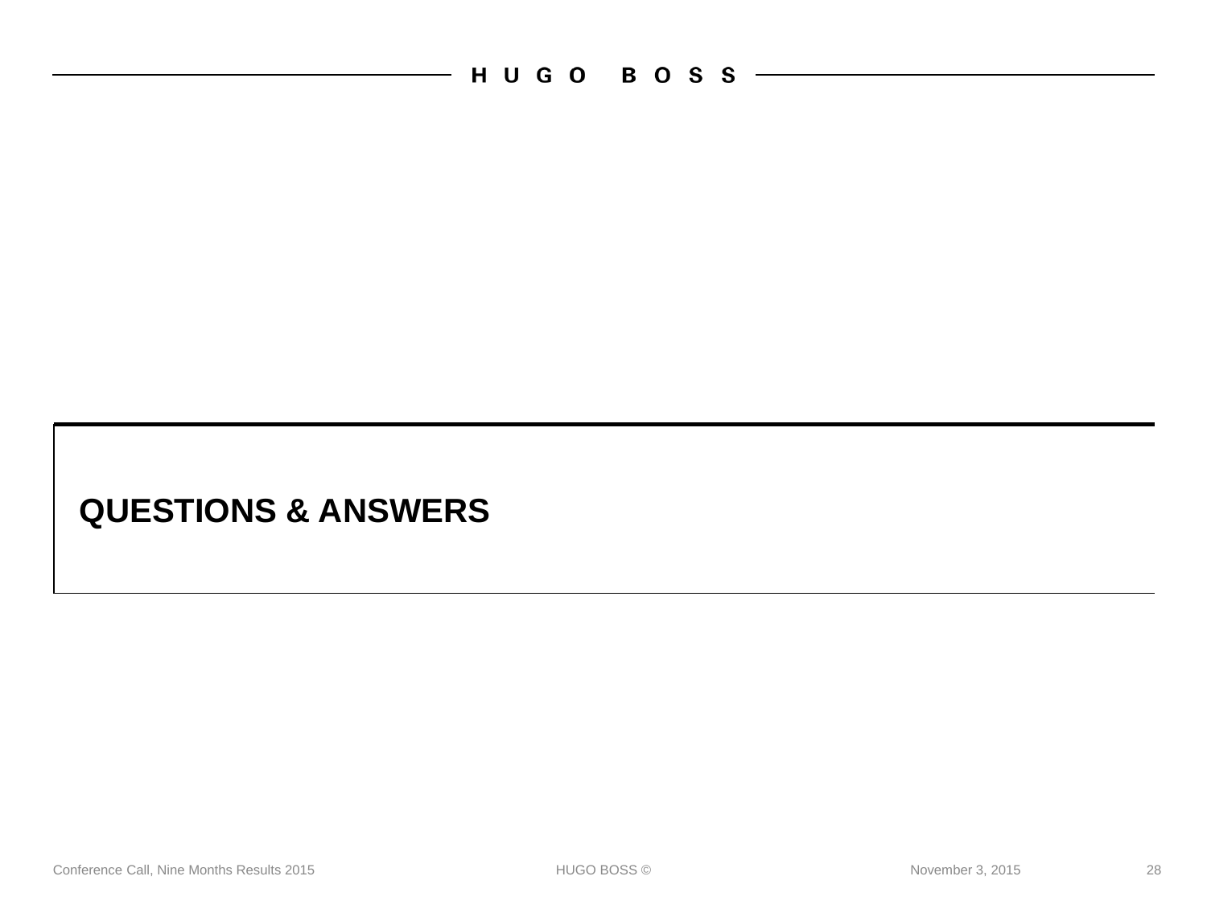# QUESTIONS & ANSWERS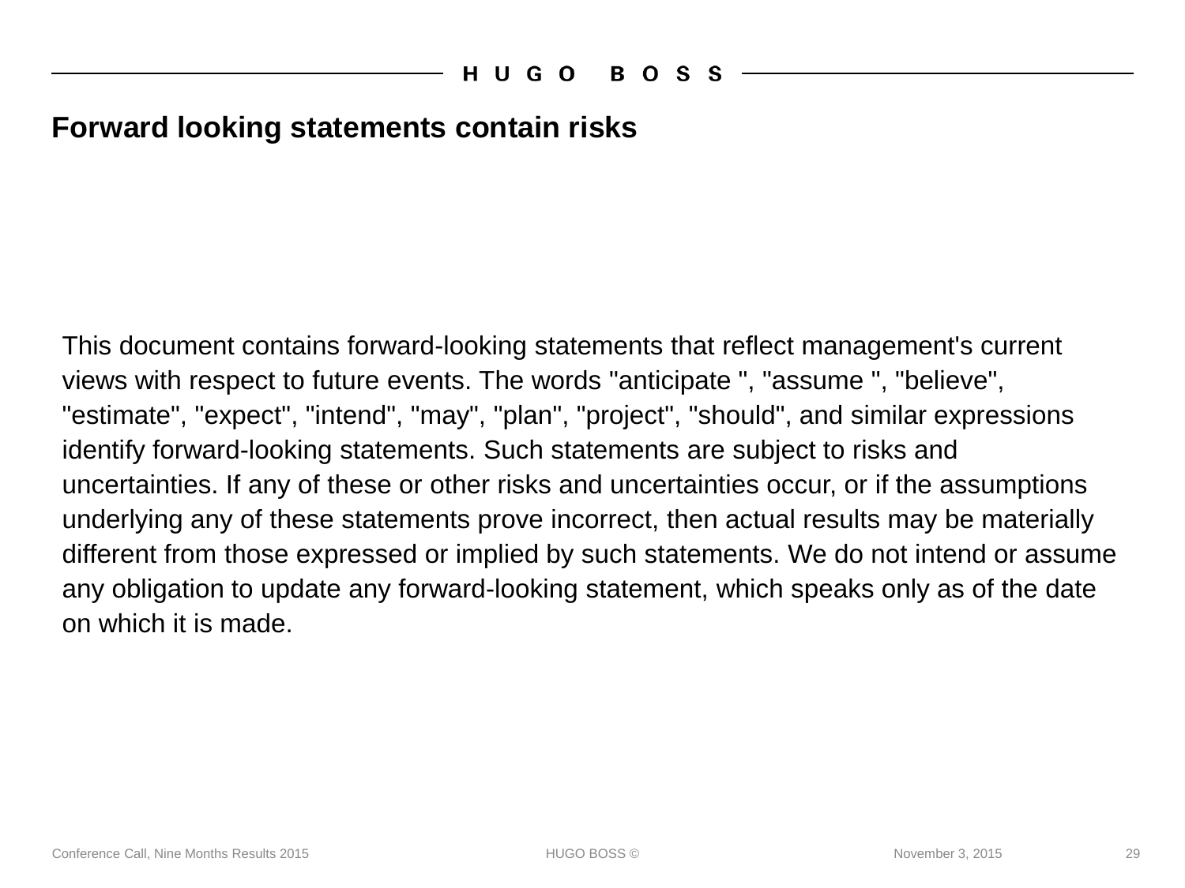# Forward looking statements contain risks

This document contains forward-looking statements that reflect management's current views with respect to future events. The words "anticipate ", "assume ", "believe", "estimate", "expect", "intend", "may", "plan", "project", "should", and similar expressions identify forward-looking statements. Such statements are subject to risks and uncertainties. If any of these or other risks and uncertainties occur, or if the assumptions underlying any of these statements prove incorrect, then actual results may be materially different from those expressed or implied by such statements. We do not intend or assume any obligation to update any forward-looking statement, which speaks only as of the date on which it is made.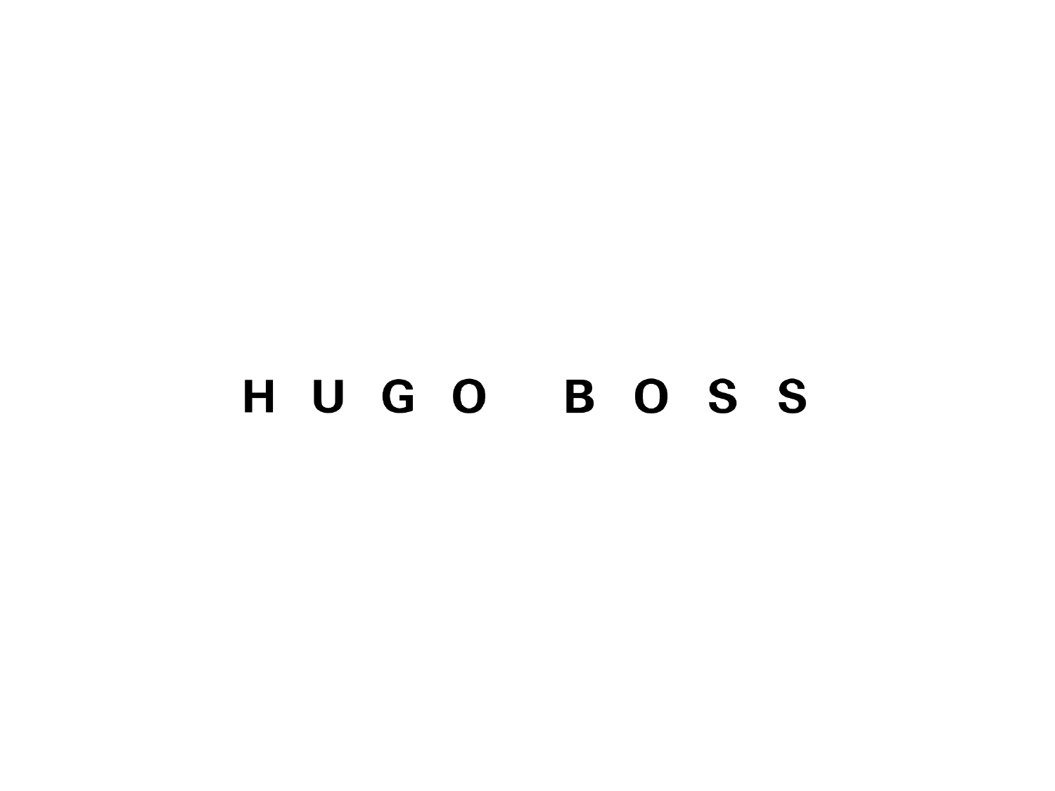HUGO BOSS